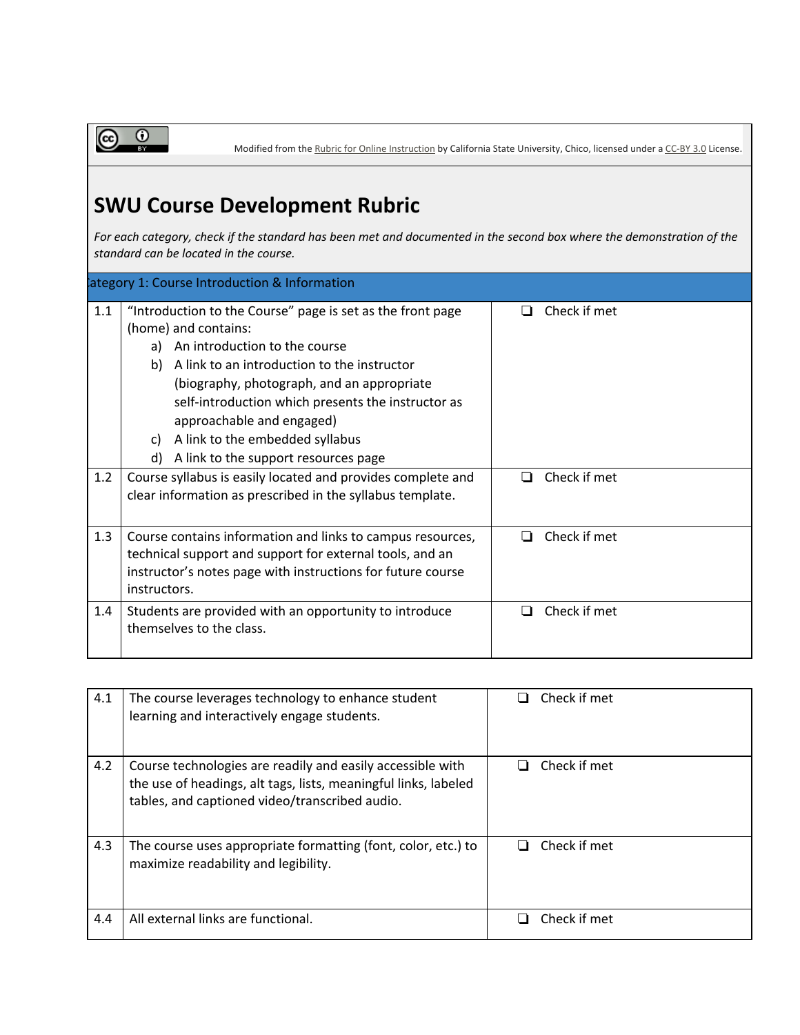Modified from the Rubric for Online Instruction by California State University, Chico, licensed under a CC-BY 3.0 License.

# SWU Course Development Rubric

*For each category, check if the standard has been met and documented in the second box where the demonstration of the standard can be located in the course.*

## Category 1: Course Introduction & Information

| | | |
|---|---|---|
| 1.1 | "Introduction to the Course" page is set as the front page (home) and contains:<br>a) An introduction to the course<br>b) A link to an introduction to the instructor (biography, photograph, and an appropriate self-introduction which presents the instructor as approachable and engaged)<br>c) A link to the embedded syllabus<br>d) A link to the support resources page | ❏ Check if met |
| 1.2 | Course syllabus is easily located and provides complete and clear information as prescribed in the syllabus template. | ❏ Check if met |
| 1.3 | Course contains information and links to campus resources, technical support and support for external tools, and an instructor's notes page with instructions for future course instructors. | ❏ Check if met |
| 1.4 | Students are provided with an opportunity to introduce themselves to the class. | ❏ Check if met |

| | | |
|---|---|---|
| 4.1 | The course leverages technology to enhance student learning and interactively engage students. | ❏ Check if met |
| 4.2 | Course technologies are readily and easily accessible with the use of headings, alt tags, lists, meaningful links, labeled tables, and captioned video/transcribed audio. | ❏ Check if met |
| 4.3 | The course uses appropriate formatting (font, color, etc.) to maximize readability and legibility. | ❏ Check if met |
| 4.4 | All external links are functional. | ❏ Check if met |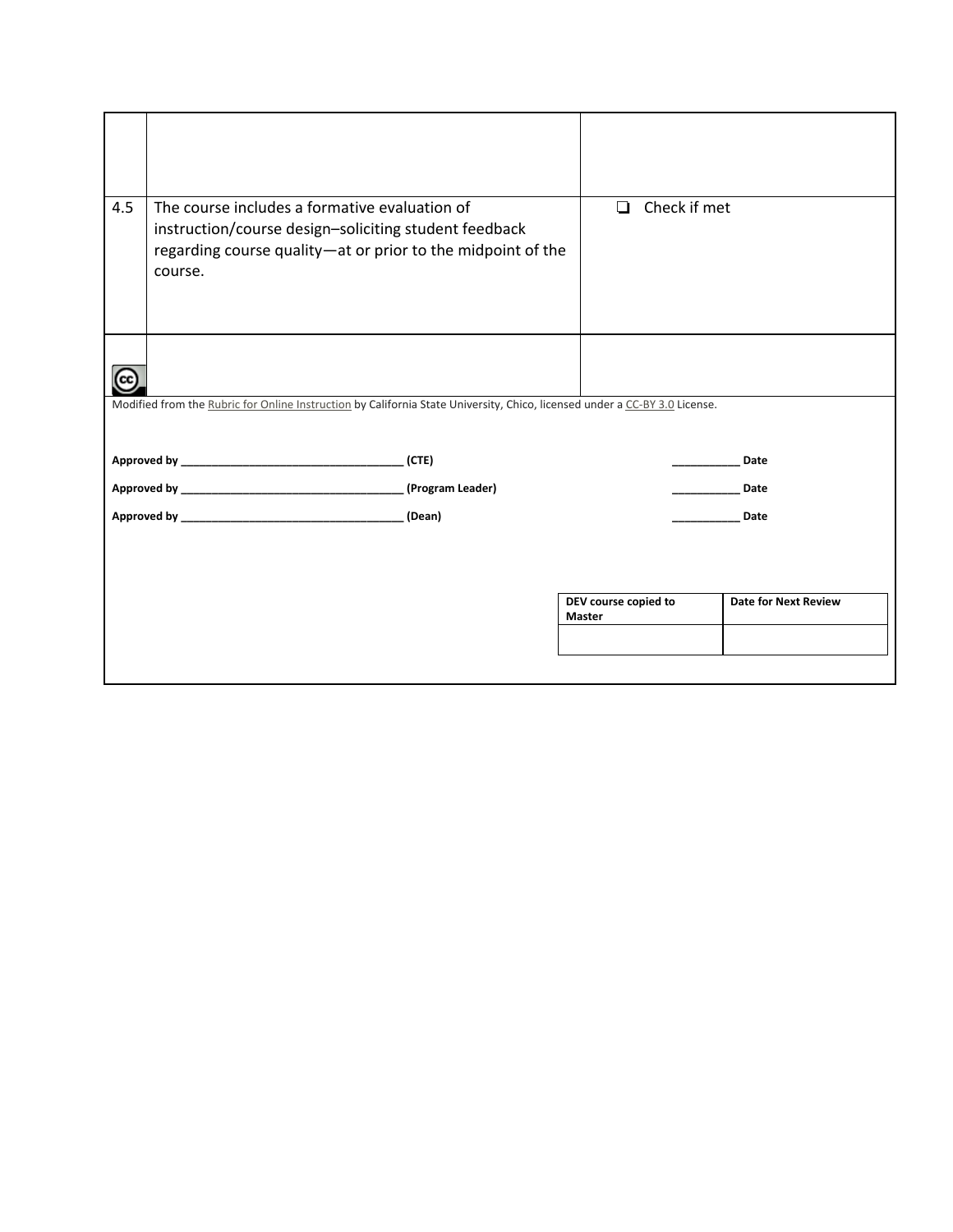| | | |
|---|---|---|
| | | |
| 4.5 | The course includes a formative evaluation of instruction/course design–soliciting student feedback regarding course quality—at or prior to the midpoint of the course. | ❑ Check if met |
| | | |

Modified from the Rubric for Online Instruction by California State University, Chico, licensed under a CC-BY 3.0 License.

**Approved by \_\_\_\_\_\_\_\_\_\_\_\_\_\_\_\_\_\_\_\_\_\_\_\_\_\_\_\_\_\_\_\_\_\_\_\_ (CTE)** **\_\_\_\_\_\_\_\_\_\_\_ Date**

**Approved by \_\_\_\_\_\_\_\_\_\_\_\_\_\_\_\_\_\_\_\_\_\_\_\_\_\_\_\_\_\_\_\_\_\_\_\_ (Program Leader)** **\_\_\_\_\_\_\_\_\_\_\_ Date**

**Approved by \_\_\_\_\_\_\_\_\_\_\_\_\_\_\_\_\_\_\_\_\_\_\_\_\_\_\_\_\_\_\_\_\_\_\_\_ (Dean)** **\_\_\_\_\_\_\_\_\_\_\_ Date**

| DEV course copied to Master | Date for Next Review |
|---|---|
| | |